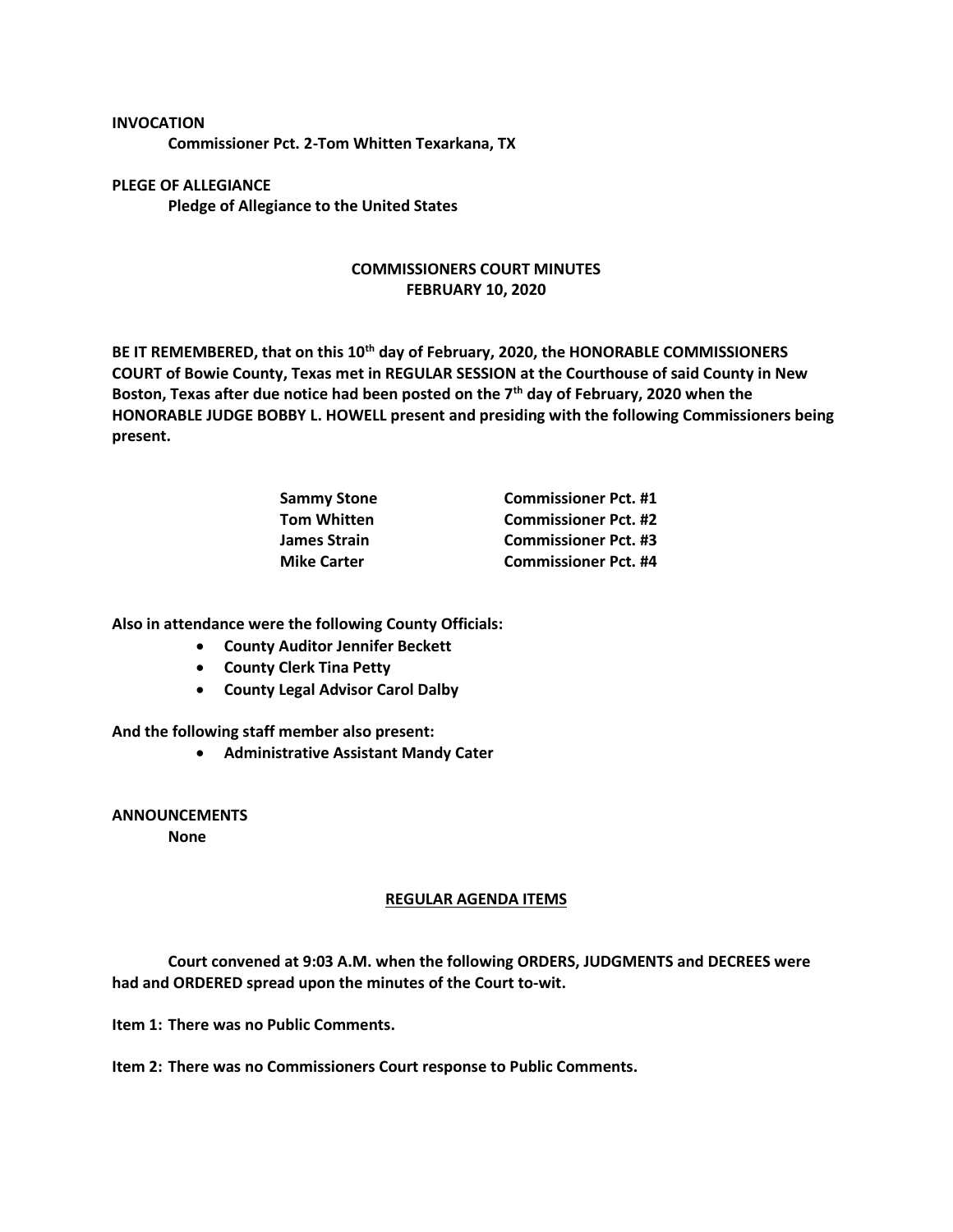**INVOCATION**

**Commissioner Pct. 2-Tom Whitten Texarkana, TX**

**PLEGE OF ALLEGIANCE**

**Pledge of Allegiance to the United States**

## COMMISSIONERS COURT MINUTES
## FEBRUARY 10, 2020

**BE IT REMEMBERED, that on this 10th day of February, 2020, the HONORABLE COMMISSIONERS COURT of Bowie County, Texas met in REGULAR SESSION at the Courthouse of said County in New Boston, Texas after due notice had been posted on the 7th day of February, 2020 when the HONORABLE JUDGE BOBBY L. HOWELL present and presiding with the following Commissioners being present.**

| | |
|---|---|
| **Sammy Stone** | **Commissioner Pct. #1** |
| **Tom Whitten** | **Commissioner Pct. #2** |
| **James Strain** | **Commissioner Pct. #3** |
| **Mike Carter** | **Commissioner Pct. #4** |

**Also in attendance were the following County Officials:**

- **County Auditor Jennifer Beckett**
- **County Clerk Tina Petty**
- **County Legal Advisor Carol Dalby**

**And the following staff member also present:**

- **Administrative Assistant Mandy Cater**

**ANNOUNCEMENTS**

**None**

## REGULAR AGENDA ITEMS

**Court convened at 9:03 A.M. when the following ORDERS, JUDGMENTS and DECREES were had and ORDERED spread upon the minutes of the Court to-wit.**

**Item 1: There was no Public Comments.**

**Item 2: There was no Commissioners Court response to Public Comments.**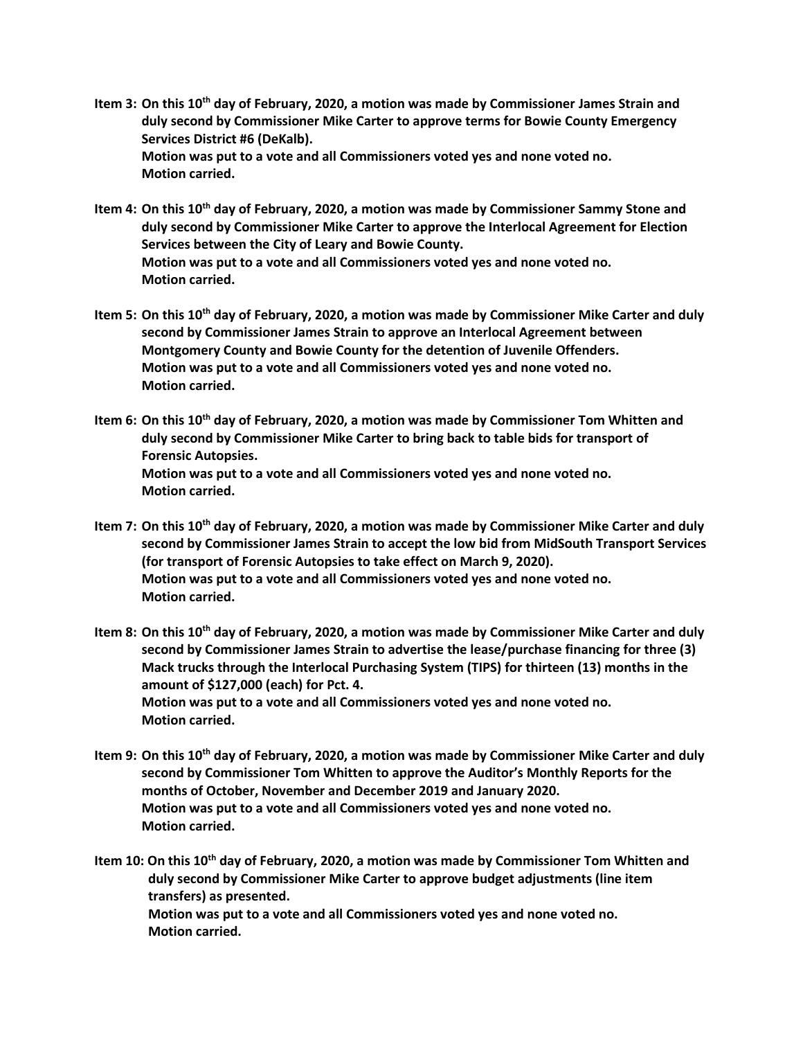**Item 3: On this 10th day of February, 2020, a motion was made by Commissioner James Strain and duly second by Commissioner Mike Carter to approve terms for Bowie County Emergency Services District #6 (DeKalb).**
**Motion was put to a vote and all Commissioners voted yes and none voted no.**
**Motion carried.**

**Item 4: On this 10th day of February, 2020, a motion was made by Commissioner Sammy Stone and duly second by Commissioner Mike Carter to approve the Interlocal Agreement for Election Services between the City of Leary and Bowie County.**
**Motion was put to a vote and all Commissioners voted yes and none voted no.**
**Motion carried.**

**Item 5: On this 10th day of February, 2020, a motion was made by Commissioner Mike Carter and duly second by Commissioner James Strain to approve an Interlocal Agreement between Montgomery County and Bowie County for the detention of Juvenile Offenders.**
**Motion was put to a vote and all Commissioners voted yes and none voted no.**
**Motion carried.**

**Item 6: On this 10th day of February, 2020, a motion was made by Commissioner Tom Whitten and duly second by Commissioner Mike Carter to bring back to table bids for transport of Forensic Autopsies.**
**Motion was put to a vote and all Commissioners voted yes and none voted no.**
**Motion carried.**

**Item 7: On this 10th day of February, 2020, a motion was made by Commissioner Mike Carter and duly second by Commissioner James Strain to accept the low bid from MidSouth Transport Services (for transport of Forensic Autopsies to take effect on March 9, 2020).**
**Motion was put to a vote and all Commissioners voted yes and none voted no.**
**Motion carried.**

**Item 8: On this 10th day of February, 2020, a motion was made by Commissioner Mike Carter and duly second by Commissioner James Strain to advertise the lease/purchase financing for three (3) Mack trucks through the Interlocal Purchasing System (TIPS) for thirteen (13) months in the amount of $127,000 (each) for Pct. 4.**
**Motion was put to a vote and all Commissioners voted yes and none voted no.**
**Motion carried.**

**Item 9: On this 10th day of February, 2020, a motion was made by Commissioner Mike Carter and duly second by Commissioner Tom Whitten to approve the Auditor's Monthly Reports for the months of October, November and December 2019 and January 2020.**
**Motion was put to a vote and all Commissioners voted yes and none voted no.**
**Motion carried.**

**Item 10: On this 10th day of February, 2020, a motion was made by Commissioner Tom Whitten and duly second by Commissioner Mike Carter to approve budget adjustments (line item transfers) as presented.**
**Motion was put to a vote and all Commissioners voted yes and none voted no.**
**Motion carried.**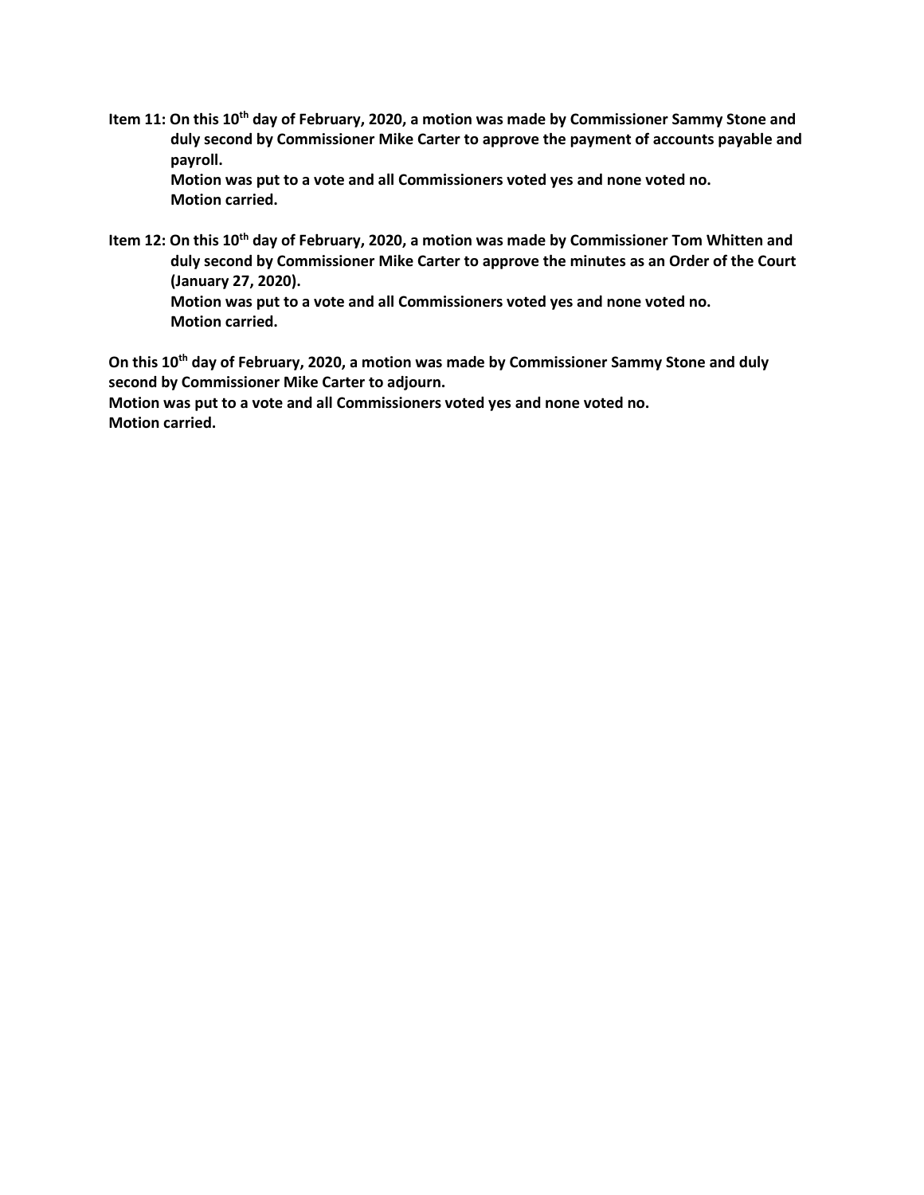**Item 11: On this 10th day of February, 2020, a motion was made by Commissioner Sammy Stone and duly second by Commissioner Mike Carter to approve the payment of accounts payable and payroll.**
**Motion was put to a vote and all Commissioners voted yes and none voted no.**
**Motion carried.**

**Item 12: On this 10th day of February, 2020, a motion was made by Commissioner Tom Whitten and duly second by Commissioner Mike Carter to approve the minutes as an Order of the Court (January 27, 2020).**
**Motion was put to a vote and all Commissioners voted yes and none voted no.**
**Motion carried.**

**On this 10th day of February, 2020, a motion was made by Commissioner Sammy Stone and duly second by Commissioner Mike Carter to adjourn.**
**Motion was put to a vote and all Commissioners voted yes and none voted no.**
**Motion carried.**